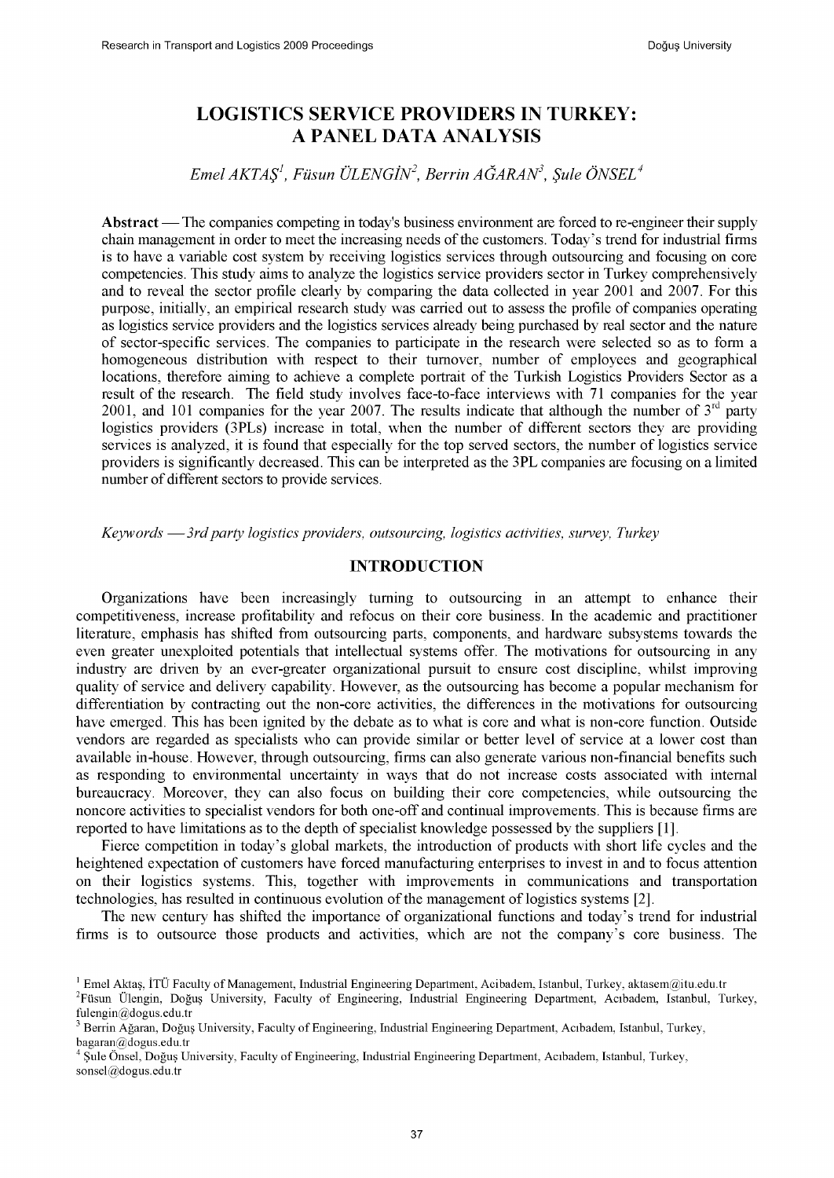# LOGISTICS SERVICE PROVIDERS IN TURKEY: A PANEL DATA ANALYSIS

*Emel AKTAŞ[1], Füsun ÜLENGİN[2], Berrin AĞARAN[3], Şule ÖNSEL[4]*

**Abstract** — The companies competing in today's business environment are forced to re-engineer their supply chain management in order to meet the increasing needs of the customers. Today's trend for industrial firms is to have a variable cost system by receiving logistics services through outsourcing and focusing on core competencies. This study aims to analyze the logistics service providers sector in Turkey comprehensively and to reveal the sector profile clearly by comparing the data collected in year 2001 and 2007. For this purpose, initially, an empirical research study was carried out to assess the profile of companies operating as logistics service providers and the logistics services already being purchased by real sector and the nature of sector-specific services. The companies to participate in the research were selected so as to form a homogeneous distribution with respect to their turnover, number of employees and geographical locations, therefore aiming to achieve a complete portrait of the Turkish Logistics Providers Sector as a result of the research. The field study involves face-to-face interviews with 71 companies for the year 2001, and 101 companies for the year 2007. The results indicate that although the number of 3rd party logistics providers (3PLs) increase in total, when the number of different sectors they are providing services is analyzed, it is found that especially for the top served sectors, the number of logistics service providers is significantly decreased. This can be interpreted as the 3PL companies are focusing on a limited number of different sectors to provide services.

*Keywords* — *3rd party logistics providers, outsourcing, logistics activities, survey, Turkey*

## INTRODUCTION

Organizations have been increasingly turning to outsourcing in an attempt to enhance their competitiveness, increase profitability and refocus on their core business. In the academic and practitioner literature, emphasis has shifted from outsourcing parts, components, and hardware subsystems towards the even greater unexploited potentials that intellectual systems offer. The motivations for outsourcing in any industry are driven by an ever-greater organizational pursuit to ensure cost discipline, whilst improving quality of service and delivery capability. However, as the outsourcing has become a popular mechanism for differentiation by contracting out the non-core activities, the differences in the motivations for outsourcing have emerged. This has been ignited by the debate as to what is core and what is non-core function. Outside vendors are regarded as specialists who can provide similar or better level of service at a lower cost than available in-house. However, through outsourcing, firms can also generate various non-financial benefits such as responding to environmental uncertainty in ways that do not increase costs associated with internal bureaucracy. Moreover, they can also focus on building their core competencies, while outsourcing the noncore activities to specialist vendors for both one-off and continual improvements. This is because firms are reported to have limitations as to the depth of specialist knowledge possessed by the suppliers [1].

Fierce competition in today's global markets, the introduction of products with short life cycles and the heightened expectation of customers have forced manufacturing enterprises to invest in and to focus attention on their logistics systems. This, together with improvements in communications and transportation technologies, has resulted in continuous evolution of the management of logistics systems [2].

The new century has shifted the importance of organizational functions and today's trend for industrial firms is to outsource those products and activities, which are not the company's core business. The

[1] Emel Aktaş, İTÜ Faculty of Management, Industrial Engineering Department, Acıbadem, Istanbul, Turkey, aktasem@itu.edu.tr

[2] Füsun Ülengin, Doğuş University, Faculty of Engineering, Industrial Engineering Department, Acıbadem, Istanbul, Turkey, fulengin@dogus.edu.tr

[3] Berrin Ağaran, Doğuş University, Faculty of Engineering, Industrial Engineering Department, Acıbadem, Istanbul, Turkey, bagaran@dogus.edu.tr

[4] Şule Önsel, Doğuş University, Faculty of Engineering, Industrial Engineering Department, Acıbadem, Istanbul, Turkey, sonsel@dogus.edu.tr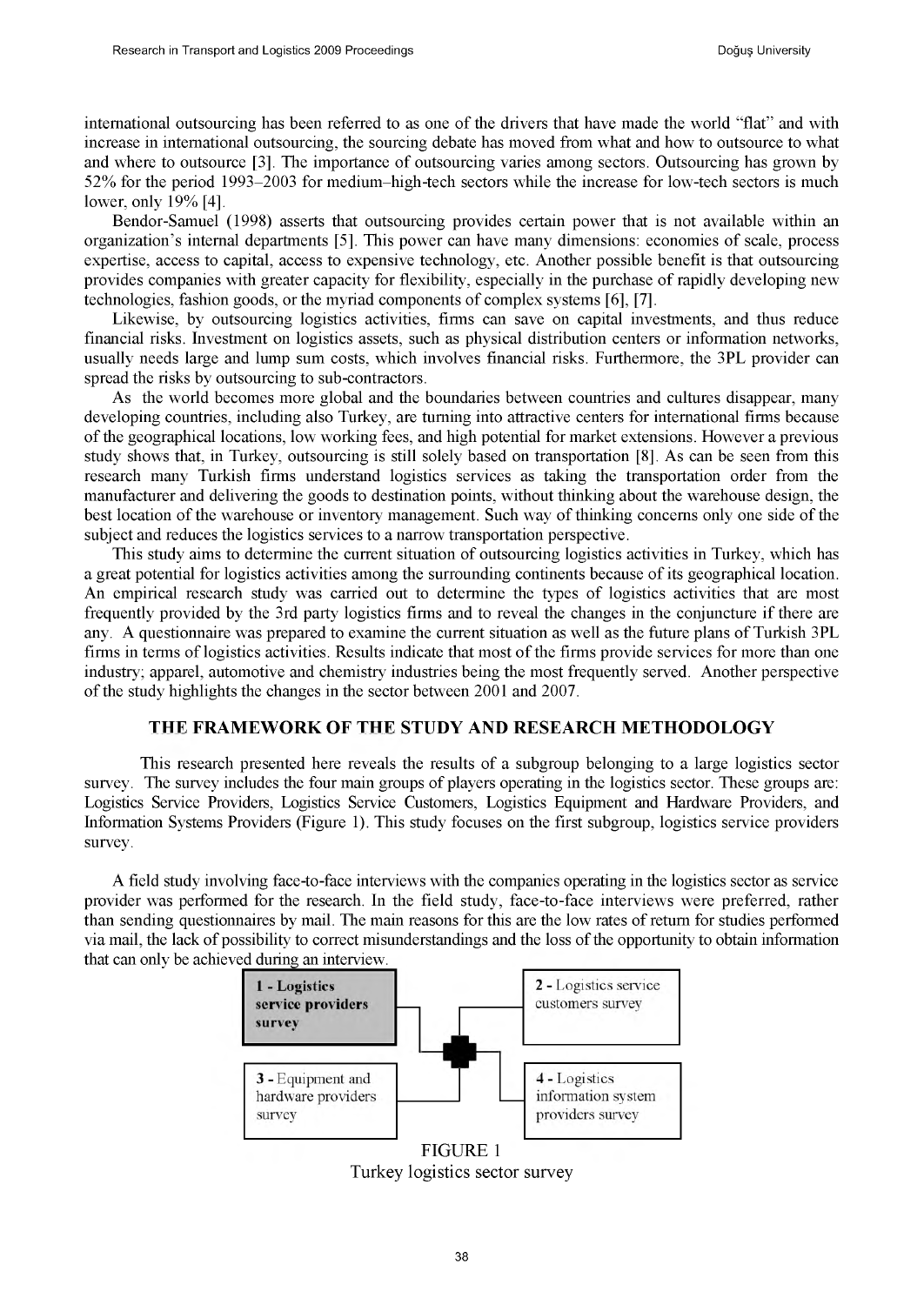international outsourcing has been referred to as one of the drivers that have made the world "flat" and with increase in international outsourcing, the sourcing debate has moved from what and how to outsource to what and where to outsource [3]. The importance of outsourcing varies among sectors. Outsourcing has grown by 52% for the period 1993–2003 for medium–high-tech sectors while the increase for low-tech sectors is much lower, only 19% [4].

Bendor-Samuel (1998) asserts that outsourcing provides certain power that is not available within an organization's internal departments [5]. This power can have many dimensions: economies of scale, process expertise, access to capital, access to expensive technology, etc. Another possible benefit is that outsourcing provides companies with greater capacity for flexibility, especially in the purchase of rapidly developing new technologies, fashion goods, or the myriad components of complex systems [6], [7].

Likewise, by outsourcing logistics activities, firms can save on capital investments, and thus reduce financial risks. Investment on logistics assets, such as physical distribution centers or information networks, usually needs large and lump sum costs, which involves financial risks. Furthermore, the 3PL provider can spread the risks by outsourcing to sub-contractors.

As the world becomes more global and the boundaries between countries and cultures disappear, many developing countries, including also Turkey, are turning into attractive centers for international firms because of the geographical locations, low working fees, and high potential for market extensions. However a previous study shows that, in Turkey, outsourcing is still solely based on transportation [8]. As can be seen from this research many Turkish firms understand logistics services as taking the transportation order from the manufacturer and delivering the goods to destination points, without thinking about the warehouse design, the best location of the warehouse or inventory management. Such way of thinking concerns only one side of the subject and reduces the logistics services to a narrow transportation perspective.

This study aims to determine the current situation of outsourcing logistics activities in Turkey, which has a great potential for logistics activities among the surrounding continents because of its geographical location. An empirical research study was carried out to determine the types of logistics activities that are most frequently provided by the 3rd party logistics firms and to reveal the changes in the conjuncture if there are any. A questionnaire was prepared to examine the current situation as well as the future plans of Turkish 3PL firms in terms of logistics activities. Results indicate that most of the firms provide services for more than one industry; apparel, automotive and chemistry industries being the most frequently served. Another perspective of the study highlights the changes in the sector between 2001 and 2007.

## THE FRAMEWORK OF THE STUDY AND RESEARCH METHODOLOGY

This research presented here reveals the results of a subgroup belonging to a large logistics sector survey. The survey includes the four main groups of players operating in the logistics sector. These groups are: Logistics Service Providers, Logistics Service Customers, Logistics Equipment and Hardware Providers, and Information Systems Providers (Figure 1). This study focuses on the first subgroup, logistics service providers survey.

A field study involving face-to-face interviews with the companies operating in the logistics sector as service provider was performed for the research. In the field study, face-to-face interviews were preferred, rather than sending questionnaires by mail. The main reasons for this are the low rates of return for studies performed via mail, the lack of possibility to correct misunderstandings and the loss of the opportunity to obtain information that can only be achieved during an interview.

**1 - Logistics service providers survey**

2 - Logistics service customers survey

3 - Equipment and hardware providers survey

4 - Logistics information system providers survey

FIGURE 1
Turkey logistics sector survey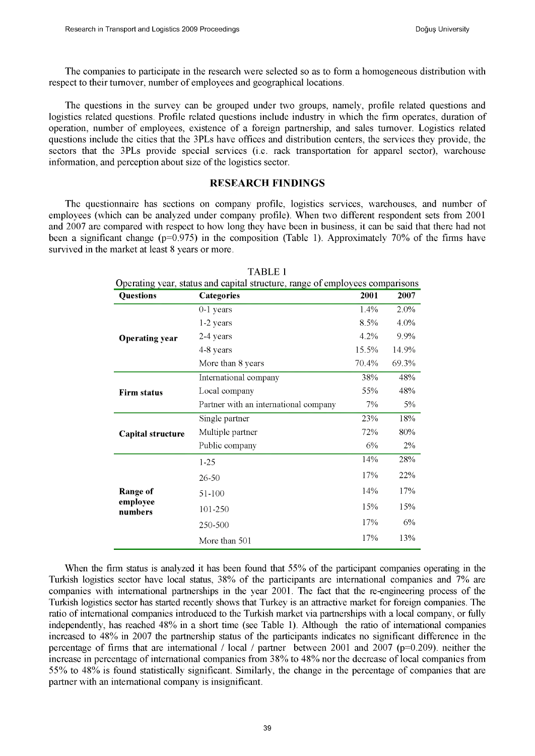The companies to participate in the research were selected so as to form a homogeneous distribution with respect to their turnover, number of employees and geographical locations.

The questions in the survey can be grouped under two groups, namely, profile related questions and logistics related questions. Profile related questions include industry in which the firm operates, duration of operation, number of employees, existence of a foreign partnership, and sales turnover. Logistics related questions include the cities that the 3PLs have offices and distribution centers, the services they provide, the sectors that the 3PLs provide special services (i.e. rack transportation for apparel sector), warehouse information, and perception about size of the logistics sector.

## RESEARCH FINDINGS

The questionnaire has sections on company profile, logistics services, warehouses, and number of employees (which can be analyzed under company profile). When two different respondent sets from 2001 and 2007 are compared with respect to how long they have been in business, it can be said that there had not been a significant change ($p=0.975$) in the composition (Table 1). Approximately 70% of the firms have survived in the market at least 8 years or more.

TABLE 1

Operating year, status and capital structure, range of employees comparisons

| Questions | Categories | 2001 | 2007 |
|---|---|---|---|
| **Operating year** | 0-1 years | 1.4% | 2.0% |
| | 1-2 years | 8.5% | 4.0% |
| | 2-4 years | 4.2% | 9.9% |
| | 4-8 years | 15.5% | 14.9% |
| | More than 8 years | 70.4% | 69.3% |
| **Firm status** | International company | 38% | 48% |
| | Local company | 55% | 48% |
| | Partner with an international company | 7% | 5% |
| **Capital structure** | Single partner | 23% | 18% |
| | Multiple partner | 72% | 80% |
| | Public company | 6% | 2% |
| **Range of employee numbers** | 1-25 | 14% | 28% |
| | 26-50 | 17% | 22% |
| | 51-100 | 14% | 17% |
| | 101-250 | 15% | 15% |
| | 250-500 | 17% | 6% |
| | More than 501 | 17% | 13% |

When the firm status is analyzed it has been found that 55% of the participant companies operating in the Turkish logistics sector have local status, 38% of the participants are international companies and 7% are companies with international partnerships in the year 2001. The fact that the re-engineering process of the Turkish logistics sector has started recently shows that Turkey is an attractive market for foreign companies. The ratio of international companies introduced to the Turkish market via partnerships with a local company, or fully independently, has reached 48% in a short time (see Table 1). Although the ratio of international companies increased to 48% in 2007 the partnership status of the participants indicates no significant difference in the percentage of firms that are international / local / partner between 2001 and 2007 ($p=0.209$). neither the increase in percentage of international companies from 38% to 48% nor the decrease of local companies from 55% to 48% is found statistically significant. Similarly, the change in the percentage of companies that are partner with an international company is insignificant.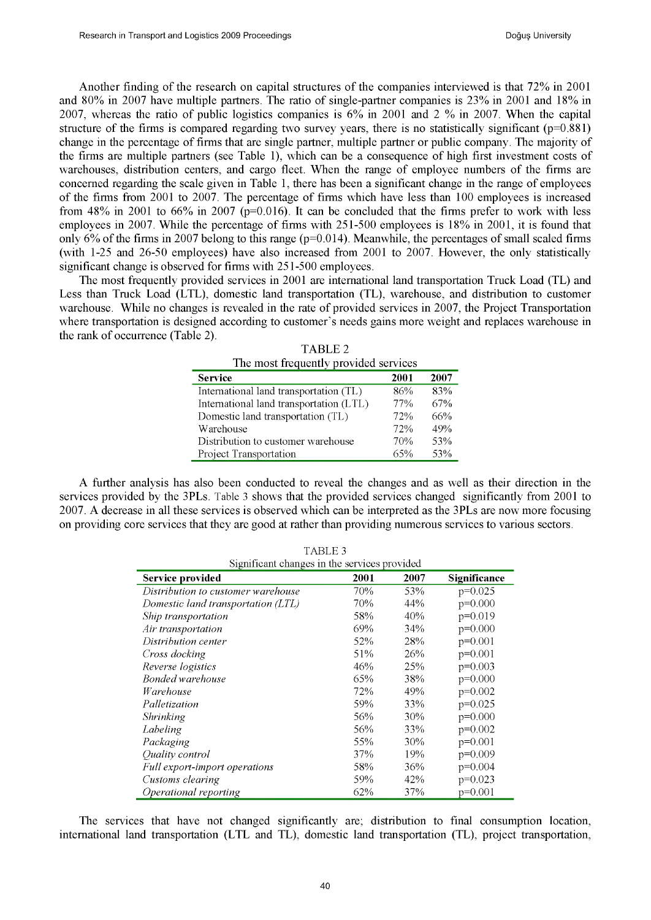Another finding of the research on capital structures of the companies interviewed is that 72% in 2001 and 80% in 2007 have multiple partners. The ratio of single-partner companies is 23% in 2001 and 18% in 2007, whereas the ratio of public logistics companies is 6% in 2001 and 2 % in 2007. When the capital structure of the firms is compared regarding two survey years, there is no statistically significant ($p=0.881$) change in the percentage of firms that are single partner, multiple partner or public company. The majority of the firms are multiple partners (see Table 1), which can be a consequence of high first investment costs of warehouses, distribution centers, and cargo fleet. When the range of employee numbers of the firms are concerned regarding the scale given in Table 1, there has been a significant change in the range of employees of the firms from 2001 to 2007. The percentage of firms which have less than 100 employees is increased from 48% in 2001 to 66% in 2007 ($p=0.016$). It can be concluded that the firms prefer to work with less employees in 2007. While the percentage of firms with 251-500 employees is 18% in 2001, it is found that only 6% of the firms in 2007 belong to this range ($p=0.014$). Meanwhile, the percentages of small scaled firms (with 1-25 and 26-50 employees) have also increased from 2001 to 2007. However, the only statistically significant change is observed for firms with 251-500 employees.

The most frequently provided services in 2001 are international land transportation Truck Load (TL) and Less than Truck Load (LTL), domestic land transportation (TL), warehouse, and distribution to customer warehouse. While no changes is revealed in the rate of provided services in 2007, the Project Transportation where transportation is designed according to customer's needs gains more weight and replaces warehouse in the rank of occurrence (Table 2).

TABLE 2

The most frequently provided services

| Service | 2001 | 2007 |
|---|---|---|
| International land transportation (TL) | 86% | 83% |
| International land transportation (LTL) | 77% | 67% |
| Domestic land transportation (TL) | 72% | 66% |
| Warehouse | 72% | 49% |
| Distribution to customer warehouse | 70% | 53% |
| Project Transportation | 65% | 53% |

A further analysis has also been conducted to reveal the changes and as well as their direction in the services provided by the 3PLs. Table 3 shows that the provided services changed significantly from 2001 to 2007. A decrease in all these services is observed which can be interpreted as the 3PLs are now more focusing on providing core services that they are good at rather than providing numerous services to various sectors.

TABLE 3

Significant changes in the services provided

| Service provided | 2001 | 2007 | Significance |
|---|---|---|---|
| *Distribution to customer warehouse* | 70% | 53% | $p=0.025$ |
| *Domestic land transportation (LTL)* | 70% | 44% | $p=0.000$ |
| *Ship transportation* | 58% | 40% | $p=0.019$ |
| *Air transportation* | 69% | 34% | $p=0.000$ |
| *Distribution center* | 52% | 28% | $p=0.001$ |
| *Cross docking* | 51% | 26% | $p=0.001$ |
| *Reverse logistics* | 46% | 25% | $p=0.003$ |
| *Bonded warehouse* | 65% | 38% | $p=0.000$ |
| *Warehouse* | 72% | 49% | $p=0.002$ |
| *Palletization* | 59% | 33% | $p=0.025$ |
| *Shrinking* | 56% | 30% | $p=0.000$ |
| *Labeling* | 56% | 33% | $p=0.002$ |
| *Packaging* | 55% | 30% | $p=0.001$ |
| *Quality control* | 37% | 19% | $p=0.009$ |
| *Full export-import operations* | 58% | 36% | $p=0.004$ |
| *Customs clearing* | 59% | 42% | $p=0.023$ |
| *Operational reporting* | 62% | 37% | $p=0.001$ |

The services that have not changed significantly are; distribution to final consumption location, international land transportation (LTL and TL), domestic land transportation (TL), project transportation,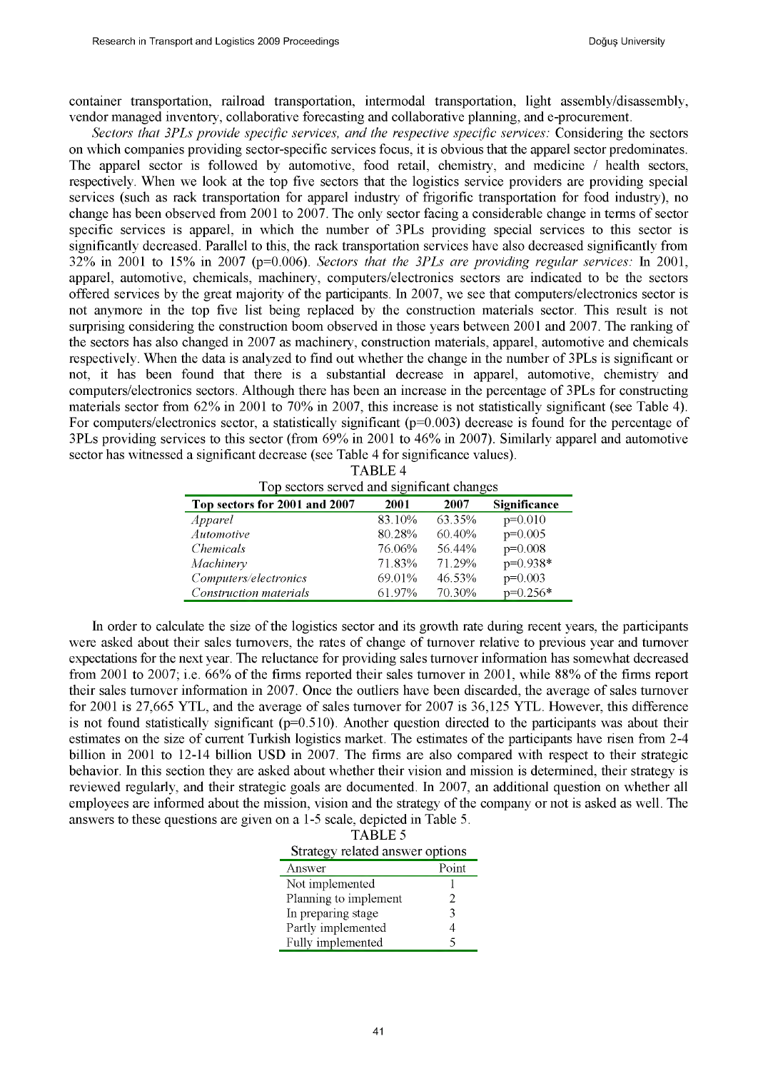container transportation, railroad transportation, intermodal transportation, light assembly/disassembly, vendor managed inventory, collaborative forecasting and collaborative planning, and e-procurement.

*Sectors that 3PLs provide specific services, and the respective specific services:* Considering the sectors on which companies providing sector-specific services focus, it is obvious that the apparel sector predominates. The apparel sector is followed by automotive, food retail, chemistry, and medicine / health sectors, respectively. When we look at the top five sectors that the logistics service providers are providing special services (such as rack transportation for apparel industry of frigorific transportation for food industry), no change has been observed from 2001 to 2007. The only sector facing a considerable change in terms of sector specific services is apparel, in which the number of 3PLs providing special services to this sector is significantly decreased. Parallel to this, the rack transportation services have also decreased significantly from 32% in 2001 to 15% in 2007 ($p=0.006$). *Sectors that the 3PLs are providing regular services:* In 2001, apparel, automotive, chemicals, machinery, computers/electronics sectors are indicated to be the sectors offered services by the great majority of the participants. In 2007, we see that computers/electronics sector is not anymore in the top five list being replaced by the construction materials sector. This result is not surprising considering the construction boom observed in those years between 2001 and 2007. The ranking of the sectors has also changed in 2007 as machinery, construction materials, apparel, automotive and chemicals respectively. When the data is analyzed to find out whether the change in the number of 3PLs is significant or not, it has been found that there is a substantial decrease in apparel, automotive, chemistry and computers/electronics sectors. Although there has been an increase in the percentage of 3PLs for constructing materials sector from 62% in 2001 to 70% in 2007, this increase is not statistically significant (see Table 4). For computers/electronics sector, a statistically significant ($p=0.003$) decrease is found for the percentage of 3PLs providing services to this sector (from 69% in 2001 to 46% in 2007). Similarly apparel and automotive sector has witnessed a significant decrease (see Table 4 for significance values).

TABLE 4
Top sectors served and significant changes

| Top sectors for 2001 and 2007 | 2001 | 2007 | Significance |
|---|---|---|---|
| *Apparel* | 83.10% | 63.35% | p=0.010 |
| *Automotive* | 80.28% | 60.40% | p=0.005 |
| *Chemicals* | 76.06% | 56.44% | p=0.008 |
| *Machinery* | 71.83% | 71.29% | p=0.938* |
| *Computers/electronics* | 69.01% | 46.53% | p=0.003 |
| *Construction materials* | 61.97% | 70.30% | p=0.256* |

In order to calculate the size of the logistics sector and its growth rate during recent years, the participants were asked about their sales turnovers, the rates of change of turnover relative to previous year and turnover expectations for the next year. The reluctance for providing sales turnover information has somewhat decreased from 2001 to 2007; i.e. 66% of the firms reported their sales turnover in 2001, while 88% of the firms report their sales turnover information in 2007. Once the outliers have been discarded, the average of sales turnover for 2001 is 27,665 YTL, and the average of sales turnover for 2007 is 36,125 YTL. However, this difference is not found statistically significant ($p=0.510$). Another question directed to the participants was about their estimates on the size of current Turkish logistics market. The estimates of the participants have risen from 2-4 billion in 2001 to 12-14 billion USD in 2007. The firms are also compared with respect to their strategic behavior. In this section they are asked about whether their vision and mission is determined, their strategy is reviewed regularly, and their strategic goals are documented. In 2007, an additional question on whether all employees are informed about the mission, vision and the strategy of the company or not is asked as well. The answers to these questions are given on a 1-5 scale, depicted in Table 5.

TABLE 5
Strategy related answer options

| Answer | Point |
|---|---|
| Not implemented | 1 |
| Planning to implement | 2 |
| In preparing stage | 3 |
| Partly implemented | 4 |
| Fully implemented | 5 |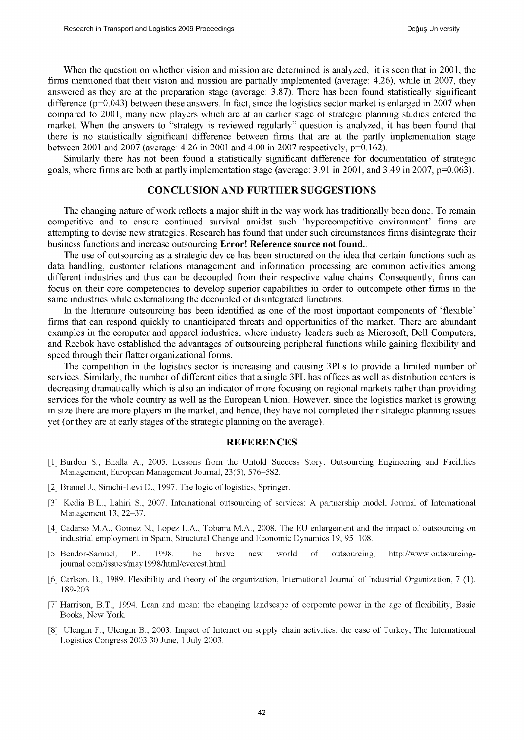When the question on whether vision and mission are determined is analyzed, it is seen that in 2001, the firms mentioned that their vision and mission are partially implemented (average: 4.26), while in 2007, they answered as they are at the preparation stage (average: 3.87). There has been found statistically significant difference ($p=0.043$) between these answers. In fact, since the logistics sector market is enlarged in 2007 when compared to 2001, many new players which are at an earlier stage of strategic planning studies entered the market. When the answers to "strategy is reviewed regularly" question is analyzed, it has been found that there is no statistically significant difference between firms that are at the partly implementation stage between 2001 and 2007 (average: 4.26 in 2001 and 4.00 in 2007 respectively, $p=0.162$).

Similarly there has not been found a statistically significant difference for documentation of strategic goals, where firms are both at partly implementation stage (average: 3.91 in 2001, and 3.49 in 2007, $p=0.063$).

## CONCLUSION AND FURTHER SUGGESTIONS

The changing nature of work reflects a major shift in the way work has traditionally been done. To remain competitive and to ensure continued survival amidst such 'hypercompetitive environment' firms are attempting to devise new strategies. Research has found that under such circumstances firms disintegrate their business functions and increase outsourcing **Error! Reference source not found.**.

The use of outsourcing as a strategic device has been structured on the idea that certain functions such as data handling, customer relations management and information processing are common activities among different industries and thus can be decoupled from their respective value chains. Consequently, firms can focus on their core competencies to develop superior capabilities in order to outcompete other firms in the same industries while externalizing the decoupled or disintegrated functions.

In the literature outsourcing has been identified as one of the most important components of 'flexible' firms that can respond quickly to unanticipated threats and opportunities of the market. There are abundant examples in the computer and apparel industries, where industry leaders such as Microsoft, Dell Computers, and Reebok have established the advantages of outsourcing peripheral functions while gaining flexibility and speed through their flatter organizational forms.

The competition in the logistics sector is increasing and causing 3PLs to provide a limited number of services. Similarly, the number of different cities that a single 3PL has offices as well as distribution centers is decreasing dramatically which is also an indicator of more focusing on regional markets rather than providing services for the whole country as well as the European Union. However, since the logistics market is growing in size there are more players in the market, and hence, they have not completed their strategic planning issues yet (or they are at early stages of the strategic planning on the average).

## REFERENCES

[1] Burdon S., Bhalla A., 2005. Lessons from the Untold Success Story: Outsourcing Engineering and Facilities Management, European Management Journal, 23(5), 576–582.

[2] Bramel J., Simchi-Levi D., 1997. The logic of logistics, Springer.

[3] Kedia B.L., Lahiri S., 2007. International outsourcing of services: A partnership model, Journal of International Management 13, 22–37.

[4] Cadarso M.A., Gomez N., Lopez L.A., Tobarra M.A., 2008. The EU enlargement and the impact of outsourcing on industrial employment in Spain, Structural Change and Economic Dynamics 19, 95–108.

[5] Bendor-Samuel, P., 1998. The brave new world of outsourcing, http://www.outsourcing-journal.com/issues/may1998/html/everest.html.

[6] Carlson, B., 1989. Flexibility and theory of the organization, International Journal of Industrial Organization, 7 (1), 189-203.

[7] Harrison, B.T., 1994. Lean and mean: the changing landscape of corporate power in the age of flexibility, Basic Books, New York.

[8] Ulengin F., Ulengin B., 2003. Impact of Internet on supply chain activities: the case of Turkey, The International Logistics Congress 2003 30 June, 1 July 2003.